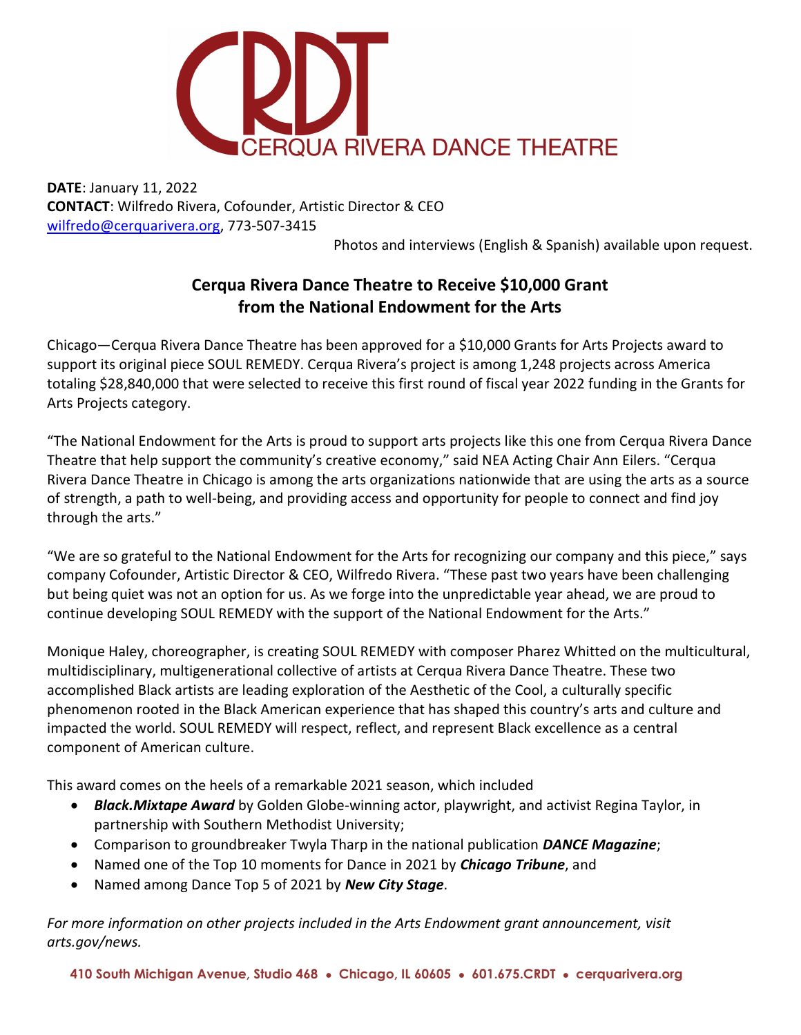CRDT
CERQUA RIVERA DANCE THEATRE

**DATE**: January 11, 2022
**CONTACT**: Wilfredo Rivera, Cofounder, Artistic Director & CEO
wilfredo@cerquarivera.org, 773-507-3415

Photos and interviews (English & Spanish) available upon request.

## Cerqua Rivera Dance Theatre to Receive $10,000 Grant from the National Endowment for the Arts

Chicago—Cerqua Rivera Dance Theatre has been approved for a $10,000 Grants for Arts Projects award to support its original piece SOUL REMEDY. Cerqua Rivera's project is among 1,248 projects across America totaling $28,840,000 that were selected to receive this first round of fiscal year 2022 funding in the Grants for Arts Projects category.

"The National Endowment for the Arts is proud to support arts projects like this one from Cerqua Rivera Dance Theatre that help support the community's creative economy," said NEA Acting Chair Ann Eilers. "Cerqua Rivera Dance Theatre in Chicago is among the arts organizations nationwide that are using the arts as a source of strength, a path to well-being, and providing access and opportunity for people to connect and find joy through the arts."

"We are so grateful to the National Endowment for the Arts for recognizing our company and this piece," says company Cofounder, Artistic Director & CEO, Wilfredo Rivera. "These past two years have been challenging but being quiet was not an option for us. As we forge into the unpredictable year ahead, we are proud to continue developing SOUL REMEDY with the support of the National Endowment for the Arts."

Monique Haley, choreographer, is creating SOUL REMEDY with composer Pharez Whitted on the multicultural, multidisciplinary, multigenerational collective of artists at Cerqua Rivera Dance Theatre. These two accomplished Black artists are leading exploration of the Aesthetic of the Cool, a culturally specific phenomenon rooted in the Black American experience that has shaped this country's arts and culture and impacted the world. SOUL REMEDY will respect, reflect, and represent Black excellence as a central component of American culture.

This award comes on the heels of a remarkable 2021 season, which included

- ***Black.Mixtape Award*** by Golden Globe-winning actor, playwright, and activist Regina Taylor, in partnership with Southern Methodist University;
- Comparison to groundbreaker Twyla Tharp in the national publication ***DANCE Magazine***;
- Named one of the Top 10 moments for Dance in 2021 by ***Chicago Tribune***, and
- Named among Dance Top 5 of 2021 by ***New City Stage***.

*For more information on other projects included in the Arts Endowment grant announcement, visit arts.gov/news.*

**410 South Michigan Avenue, Studio 468 • Chicago, IL 60605 • 601.675.CRDT • cerquarivera.org**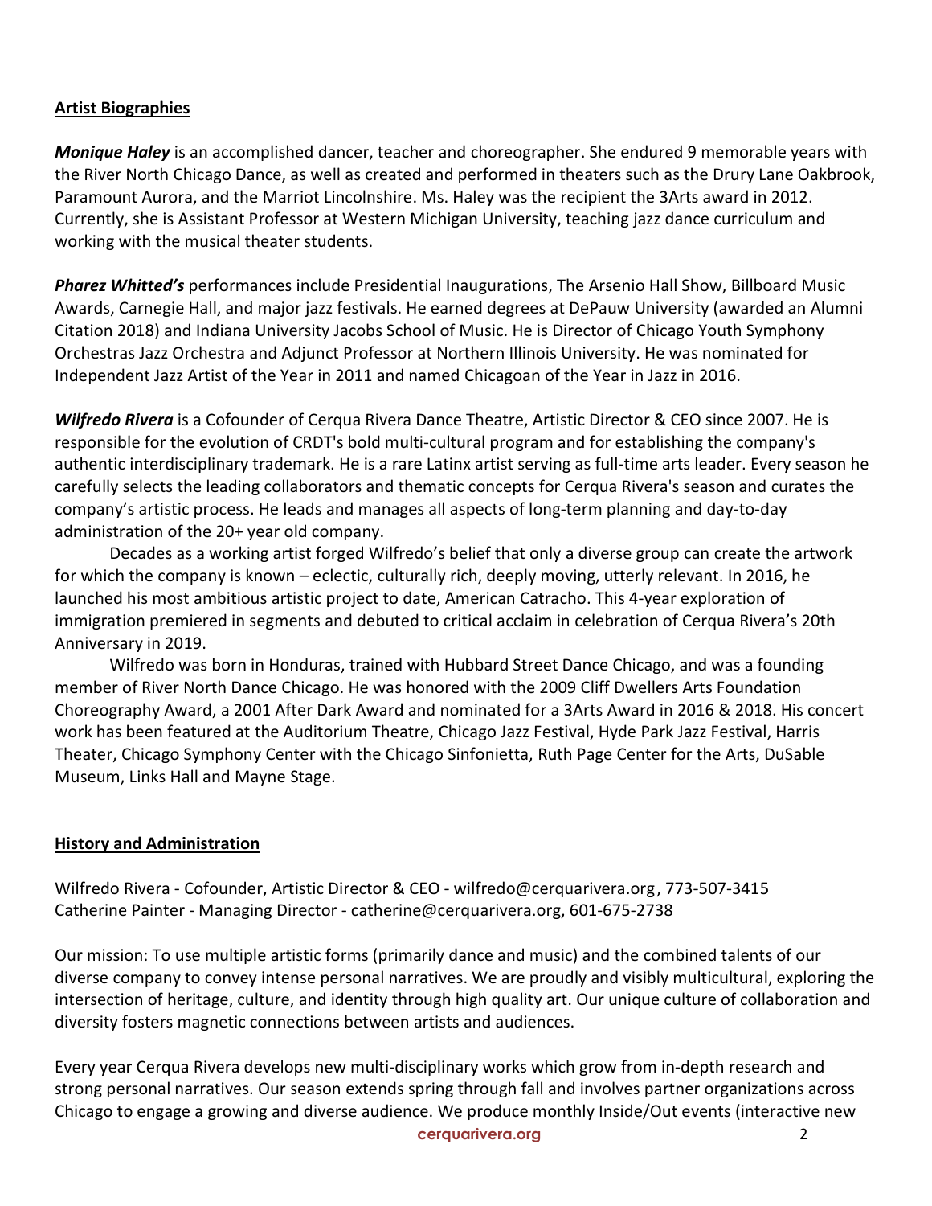## Artist Biographies

***Monique Haley*** is an accomplished dancer, teacher and choreographer. She endured 9 memorable years with the River North Chicago Dance, as well as created and performed in theaters such as the Drury Lane Oakbrook, Paramount Aurora, and the Marriot Lincolnshire. Ms. Haley was the recipient the 3Arts award in 2012. Currently, she is Assistant Professor at Western Michigan University, teaching jazz dance curriculum and working with the musical theater students.

***Pharez Whitted's*** performances include Presidential Inaugurations, The Arsenio Hall Show, Billboard Music Awards, Carnegie Hall, and major jazz festivals. He earned degrees at DePauw University (awarded an Alumni Citation 2018) and Indiana University Jacobs School of Music. He is Director of Chicago Youth Symphony Orchestras Jazz Orchestra and Adjunct Professor at Northern Illinois University. He was nominated for Independent Jazz Artist of the Year in 2011 and named Chicagoan of the Year in Jazz in 2016.

***Wilfredo Rivera*** is a Cofounder of Cerqua Rivera Dance Theatre, Artistic Director & CEO since 2007. He is responsible for the evolution of CRDT's bold multi-cultural program and for establishing the company's authentic interdisciplinary trademark. He is a rare Latinx artist serving as full-time arts leader. Every season he carefully selects the leading collaborators and thematic concepts for Cerqua Rivera's season and curates the company's artistic process. He leads and manages all aspects of long-term planning and day-to-day administration of the 20+ year old company.

Decades as a working artist forged Wilfredo's belief that only a diverse group can create the artwork for which the company is known – eclectic, culturally rich, deeply moving, utterly relevant. In 2016, he launched his most ambitious artistic project to date, American Catracho. This 4-year exploration of immigration premiered in segments and debuted to critical acclaim in celebration of Cerqua Rivera's 20th Anniversary in 2019.

Wilfredo was born in Honduras, trained with Hubbard Street Dance Chicago, and was a founding member of River North Dance Chicago. He was honored with the 2009 Cliff Dwellers Arts Foundation Choreography Award, a 2001 After Dark Award and nominated for a 3Arts Award in 2016 & 2018. His concert work has been featured at the Auditorium Theatre, Chicago Jazz Festival, Hyde Park Jazz Festival, Harris Theater, Chicago Symphony Center with the Chicago Sinfonietta, Ruth Page Center for the Arts, DuSable Museum, Links Hall and Mayne Stage.

## History and Administration

Wilfredo Rivera - Cofounder, Artistic Director & CEO - wilfredo@cerquarivera.org, 773-507-3415
Catherine Painter - Managing Director - catherine@cerquarivera.org, 601-675-2738

Our mission: To use multiple artistic forms (primarily dance and music) and the combined talents of our diverse company to convey intense personal narratives. We are proudly and visibly multicultural, exploring the intersection of heritage, culture, and identity through high quality art. Our unique culture of collaboration and diversity fosters magnetic connections between artists and audiences.

Every year Cerqua Rivera develops new multi-disciplinary works which grow from in-depth research and strong personal narratives. Our season extends spring through fall and involves partner organizations across Chicago to engage a growing and diverse audience. We produce monthly Inside/Out events (interactive new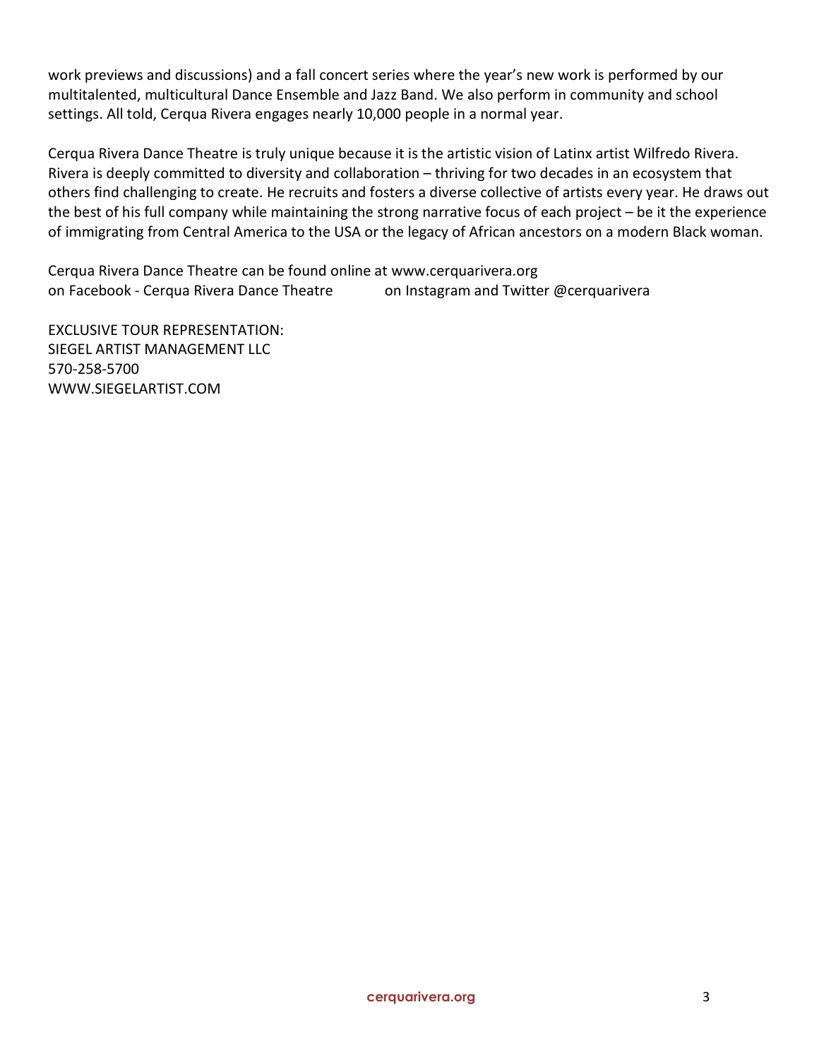work previews and discussions) and a fall concert series where the year's new work is performed by our multitalented, multicultural Dance Ensemble and Jazz Band. We also perform in community and school settings. All told, Cerqua Rivera engages nearly 10,000 people in a normal year.

Cerqua Rivera Dance Theatre is truly unique because it is the artistic vision of Latinx artist Wilfredo Rivera. Rivera is deeply committed to diversity and collaboration – thriving for two decades in an ecosystem that others find challenging to create. He recruits and fosters a diverse collective of artists every year. He draws out the best of his full company while maintaining the strong narrative focus of each project – be it the experience of immigrating from Central America to the USA or the legacy of African ancestors on a modern Black woman.

Cerqua Rivera Dance Theatre can be found online at www.cerquarivera.org
on Facebook - Cerqua Rivera Dance Theatre on Instagram and Twitter @cerquarivera

EXCLUSIVE TOUR REPRESENTATION:
SIEGEL ARTIST MANAGEMENT LLC
570-258-5700
WWW.SIEGELARTIST.COM